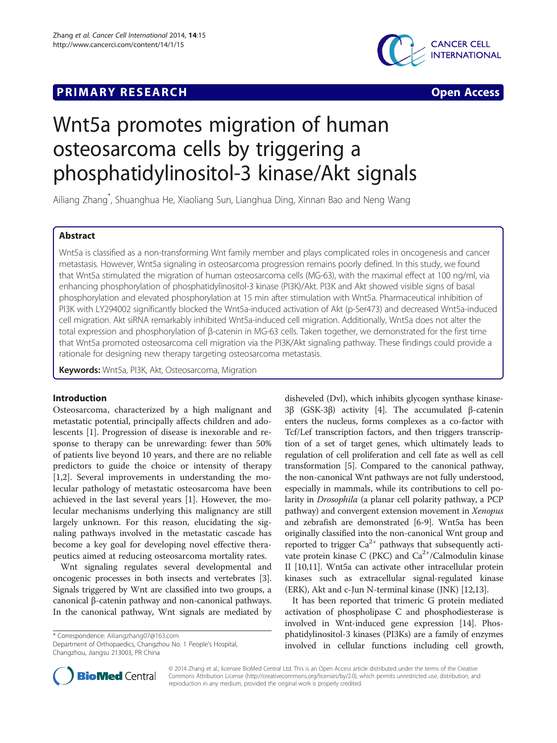PRIMARY RESEARCH Open Access

# Wnt5a promotes migration of human osteosarcoma cells by triggering a phosphatidylinositol-3 kinase/Akt signals

Ailiang Zhang*, Shuanghua He, Xiaoliang Sun, Lianghua Ding, Xinnan Bao and Neng Wang

## Abstract

Wnt5a is classified as a non-transforming Wnt family member and plays complicated roles in oncogenesis and cancer metastasis. However, Wnt5a signaling in osteosarcoma progression remains poorly defined. In this study, we found that Wnt5a stimulated the migration of human osteosarcoma cells (MG-63), with the maximal effect at 100 ng/ml, via enhancing phosphorylation of phosphatidylinositol-3 kinase (PI3K)/Akt. PI3K and Akt showed visible signs of basal phosphorylation and elevated phosphorylation at 15 min after stimulation with Wnt5a. Pharmaceutical inhibition of PI3K with LY294002 significantly blocked the Wnt5a-induced activation of Akt (p-Ser473) and decreased Wnt5a-induced cell migration. Akt siRNA remarkably inhibited Wnt5a-induced cell migration. Additionally, Wnt5a does not alter the total expression and phosphorylation of β-catenin in MG-63 cells. Taken together, we demonstrated for the first time that Wnt5a promoted osteosarcoma cell migration via the PI3K/Akt signaling pathway. These findings could provide a rationale for designing new therapy targeting osteosarcoma metastasis.

**Keywords:** Wnt5a, PI3K, Akt, Osteosarcoma, Migration

## Introduction

Osteosarcoma, characterized by a high malignant and metastatic potential, principally affects children and adolescents [1]. Progression of disease is inexorable and response to therapy can be unrewarding: fewer than 50% of patients live beyond 10 years, and there are no reliable predictors to guide the choice or intensity of therapy [1,2]. Several improvements in understanding the molecular pathology of metastatic osteosarcoma have been achieved in the last several years [1]. However, the molecular mechanisms underlying this malignancy are still largely unknown. For this reason, elucidating the signaling pathways involved in the metastatic cascade has become a key goal for developing novel effective therapeutics aimed at reducing osteosarcoma mortality rates.

Wnt signaling regulates several developmental and oncogenic processes in both insects and vertebrates [3]. Signals triggered by Wnt are classified into two groups, a canonical β-catenin pathway and non-canonical pathways. In the canonical pathway, Wnt signals are mediated by disheveled (Dvl), which inhibits glycogen synthase kinase-3β (GSK-3β) activity [4]. The accumulated β-catenin enters the nucleus, forms complexes as a co-factor with Tcf/Lef transcription factors, and then triggers transcription of a set of target genes, which ultimately leads to regulation of cell proliferation and cell fate as well as cell transformation [5]. Compared to the canonical pathway, the non-canonical Wnt pathways are not fully understood, especially in mammals, while its contributions to cell polarity in *Drosophila* (a planar cell polarity pathway, a PCP pathway) and convergent extension movement in *Xenopus* and zebrafish are demonstrated [6-9]. Wnt5a has been originally classified into the non-canonical Wnt group and reported to trigger $Ca^{2+}$ pathways that subsequently activate protein kinase C (PKC) and $Ca^{2+}$/Calmodulin kinase II [10,11]. Wnt5a can activate other intracellular protein kinases such as extracellular signal-regulated kinase (ERK), Akt and c-Jun N-terminal kinase (JNK) [12,13].

It has been reported that trimeric G protein mediated activation of phospholipase C and phosphodiesterase is involved in Wnt-induced gene expression [14]. Phosphatidylinositol-3 kinases (PI3Ks) are a family of enzymes involved in cellular functions including cell growth,

* Correspondence: Ailiangzhang07@163.com
Department of Orthopaedics, Changzhou No. 1 People's Hospital, Changzhou, Jiangsu 213003, PR China

© 2014 Zhang et al.; licensee BioMed Central Ltd. This is an Open Access article distributed under the terms of the Creative Commons Attribution License (http://creativecommons.org/licenses/by/2.0), which permits unrestricted use, distribution, and reproduction in any medium, provided the original work is properly credited.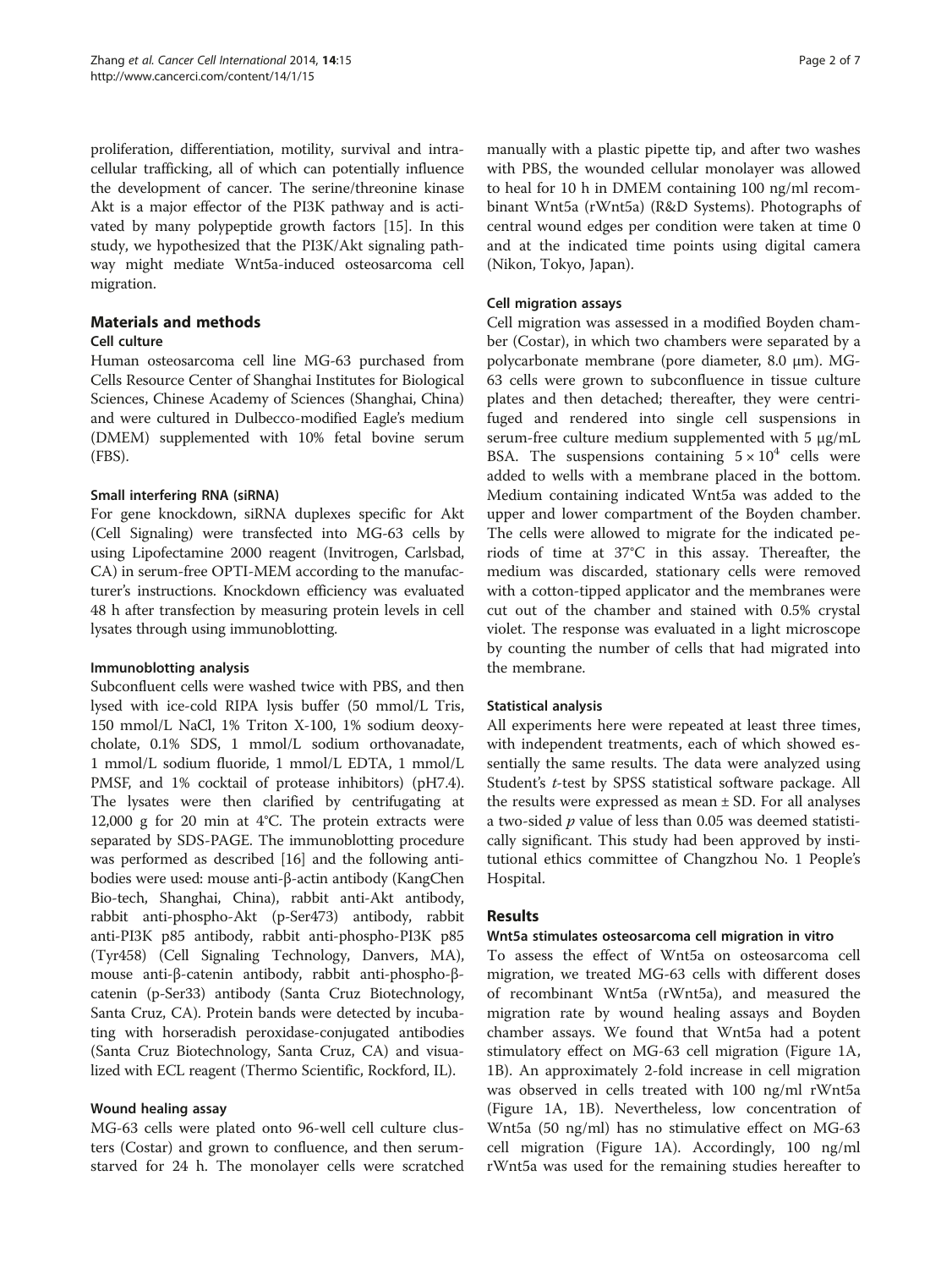proliferation, differentiation, motility, survival and intracellular trafficking, all of which can potentially influence the development of cancer. The serine/threonine kinase Akt is a major effector of the PI3K pathway and is activated by many polypeptide growth factors [15]. In this study, we hypothesized that the PI3K/Akt signaling pathway might mediate Wnt5a-induced osteosarcoma cell migration.

## Materials and methods

### Cell culture

Human osteosarcoma cell line MG-63 purchased from Cells Resource Center of Shanghai Institutes for Biological Sciences, Chinese Academy of Sciences (Shanghai, China) and were cultured in Dulbecco-modified Eagle's medium (DMEM) supplemented with 10% fetal bovine serum (FBS).

### Small interfering RNA (siRNA)

For gene knockdown, siRNA duplexes specific for Akt (Cell Signaling) were transfected into MG-63 cells by using Lipofectamine 2000 reagent (Invitrogen, Carlsbad, CA) in serum-free OPTI-MEM according to the manufacturer's instructions. Knockdown efficiency was evaluated 48 h after transfection by measuring protein levels in cell lysates through using immunoblotting.

### Immunoblotting analysis

Subconfluent cells were washed twice with PBS, and then lysed with ice-cold RIPA lysis buffer (50 mmol/L Tris, 150 mmol/L NaCl, 1% Triton X-100, 1% sodium deoxycholate, 0.1% SDS, 1 mmol/L sodium orthovanadate, 1 mmol/L sodium fluoride, 1 mmol/L EDTA, 1 mmol/L PMSF, and 1% cocktail of protease inhibitors) (pH7.4). The lysates were then clarified by centrifugating at 12,000 g for 20 min at 4°C. The protein extracts were separated by SDS-PAGE. The immunoblotting procedure was performed as described [16] and the following antibodies were used: mouse anti-β-actin antibody (KangChen Bio-tech, Shanghai, China), rabbit anti-Akt antibody, rabbit anti-phospho-Akt (p-Ser473) antibody, rabbit anti-PI3K p85 antibody, rabbit anti-phospho-PI3K p85 (Tyr458) (Cell Signaling Technology, Danvers, MA), mouse anti-β-catenin antibody, rabbit anti-phospho-β-catenin (p-Ser33) antibody (Santa Cruz Biotechnology, Santa Cruz, CA). Protein bands were detected by incubating with horseradish peroxidase-conjugated antibodies (Santa Cruz Biotechnology, Santa Cruz, CA) and visualized with ECL reagent (Thermo Scientific, Rockford, IL).

### Wound healing assay

MG-63 cells were plated onto 96-well cell culture clusters (Costar) and grown to confluence, and then serum-starved for 24 h. The monolayer cells were scratched manually with a plastic pipette tip, and after two washes with PBS, the wounded cellular monolayer was allowed to heal for 10 h in DMEM containing 100 ng/ml recombinant Wnt5a (rWnt5a) (R&D Systems). Photographs of central wound edges per condition were taken at time 0 and at the indicated time points using digital camera (Nikon, Tokyo, Japan).

### Cell migration assays

Cell migration was assessed in a modified Boyden chamber (Costar), in which two chambers were separated by a polycarbonate membrane (pore diameter, 8.0 μm). MG-63 cells were grown to subconfluence in tissue culture plates and then detached; thereafter, they were centrifuged and rendered into single cell suspensions in serum-free culture medium supplemented with 5 μg/mL BSA. The suspensions containing $5 \times 10^4$ cells were added to wells with a membrane placed in the bottom. Medium containing indicated Wnt5a was added to the upper and lower compartment of the Boyden chamber. The cells were allowed to migrate for the indicated periods of time at 37°C in this assay. Thereafter, the medium was discarded, stationary cells were removed with a cotton-tipped applicator and the membranes were cut out of the chamber and stained with 0.5% crystal violet. The response was evaluated in a light microscope by counting the number of cells that had migrated into the membrane.

### Statistical analysis

All experiments here were repeated at least three times, with independent treatments, each of which showed essentially the same results. The data were analyzed using Student's *t*-test by SPSS statistical software package. All the results were expressed as mean ± SD. For all analyses a two-sided $p$ value of less than 0.05 was deemed statistically significant. This study had been approved by institutional ethics committee of Changzhou No. 1 People's Hospital.

## Results

### Wnt5a stimulates osteosarcoma cell migration in vitro

To assess the effect of Wnt5a on osteosarcoma cell migration, we treated MG-63 cells with different doses of recombinant Wnt5a (rWnt5a), and measured the migration rate by wound healing assays and Boyden chamber assays. We found that Wnt5a had a potent stimulatory effect on MG-63 cell migration (Figure 1A, 1B). An approximately 2-fold increase in cell migration was observed in cells treated with 100 ng/ml rWnt5a (Figure 1A, 1B). Nevertheless, low concentration of Wnt5a (50 ng/ml) has no stimulative effect on MG-63 cell migration (Figure 1A). Accordingly, 100 ng/ml rWnt5a was used for the remaining studies hereafter to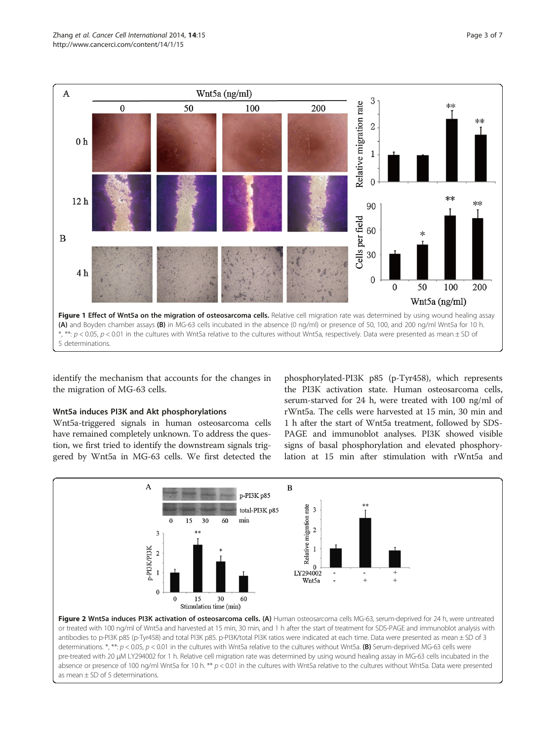A

Wnt5a (ng/ml)

0 50 100 200

0 h

12 h

B

4 h

Relative migration rate

3 2 1 0

**

**

Cells per field

90 60 30 0

*

**

**

0 50 100 200

Wnt5a (ng/ml)

**Figure 1 Effect of Wnt5a on the migration of osteosarcoma cells.** Relative cell migration rate was determined by using wound healing assay **(A)** and Boyden chamber assays **(B)** in MG-63 cells incubated in the absence (0 ng/ml) or presence of 50, 100, and 200 ng/ml Wnt5a for 10 h. *, **: $p < 0.05$, $p < 0.01$ in the cultures with Wnt5a relative to the cultures without Wnt5a, respectively. Data were presented as mean ± SD of 5 determinations.

identify the mechanism that accounts for the changes in the migration of MG-63 cells.

### Wnt5a induces PI3K and Akt phosphorylations

Wnt5a-triggered signals in human osteosarcoma cells have remained completely unknown. To address the question, we first tried to identify the downstream signals triggered by Wnt5a in MG-63 cells. We first detected the phosphorylated-PI3K p85 (p-Tyr458), which represents the PI3K activation state. Human osteosarcoma cells, serum-starved for 24 h, were treated with 100 ng/ml of rWnt5a. The cells were harvested at 15 min, 30 min and 1 h after the start of Wnt5a treatment, followed by SDS-PAGE and immunoblot analyses. PI3K showed visible signs of basal phosphorylation and elevated phosphorylation at 15 min after stimulation with rWnt5a and

A

p-PI3K p85

total-PI3K p85

0 15 30 60 min

p-PI3K/PI3K

3 2 1 0

**

*

0 15 30 60

Stimulation time (min)

B

Relative migration rate

3 2 1 0

**

LY294002 - - +

Wnt5a - + +

**Figure 2 Wnt5a induces PI3K activation of osteosarcoma cells. (A)** Human osteosarcoma cells MG-63, serum-deprived for 24 h, were untreated or treated with 100 ng/ml of Wnt5a and harvested at 15 min, 30 min, and 1 h after the start of treatment for SDS-PAGE and immunoblot analysis with antibodies to p-PI3K p85 (p-Tyr458) and total PI3K p85. p-PI3K/total PI3K ratios were indicated at each time. Data were presented as mean ± SD of 3 determinations. *, **: $p < 0.05$, $p < 0.01$ in the cultures with Wnt5a relative to the cultures without Wnt5a. **(B)** Serum-deprived MG-63 cells were pre-treated with 20 μM LY294002 for 1 h. Relative cell migration rate was determined by using wound healing assay in MG-63 cells incubated in the absence or presence of 100 ng/ml Wnt5a for 10 h. ** $p < 0.01$ in the cultures with Wnt5a relative to the cultures without Wnt5a. Data were presented as mean ± SD of 5 determinations.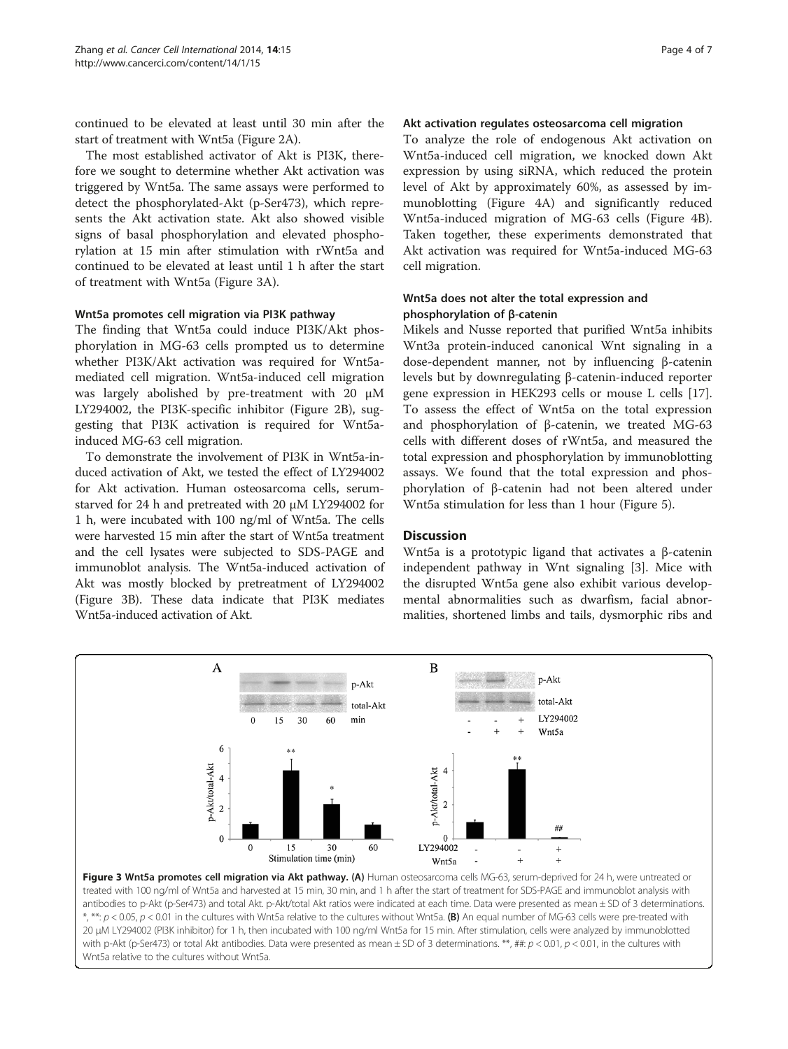continued to be elevated at least until 30 min after the start of treatment with Wnt5a (Figure 2A).

The most established activator of Akt is PI3K, therefore we sought to determine whether Akt activation was triggered by Wnt5a. The same assays were performed to detect the phosphorylated-Akt (p-Ser473), which represents the Akt activation state. Akt also showed visible signs of basal phosphorylation and elevated phosphorylation at 15 min after stimulation with rWnt5a and continued to be elevated at least until 1 h after the start of treatment with Wnt5a (Figure 3A).

#### Wnt5a promotes cell migration via PI3K pathway

The finding that Wnt5a could induce PI3K/Akt phosphorylation in MG-63 cells prompted us to determine whether PI3K/Akt activation was required for Wnt5a-mediated cell migration. Wnt5a-induced cell migration was largely abolished by pre-treatment with 20 μM LY294002, the PI3K-specific inhibitor (Figure 2B), suggesting that PI3K activation is required for Wnt5a-induced MG-63 cell migration.

To demonstrate the involvement of PI3K in Wnt5a-induced activation of Akt, we tested the effect of LY294002 for Akt activation. Human osteosarcoma cells, serum-starved for 24 h and pretreated with 20 μM LY294002 for 1 h, were incubated with 100 ng/ml of Wnt5a. The cells were harvested 15 min after the start of Wnt5a treatment and the cell lysates were subjected to SDS-PAGE and immunoblot analysis. The Wnt5a-induced activation of Akt was mostly blocked by pretreatment of LY294002 (Figure 3B). These data indicate that PI3K mediates Wnt5a-induced activation of Akt.

#### Akt activation regulates osteosarcoma cell migration

To analyze the role of endogenous Akt activation on Wnt5a-induced cell migration, we knocked down Akt expression by using siRNA, which reduced the protein level of Akt by approximately 60%, as assessed by immunoblotting (Figure 4A) and significantly reduced Wnt5a-induced migration of MG-63 cells (Figure 4B). Taken together, these experiments demonstrated that Akt activation was required for Wnt5a-induced MG-63 cell migration.

#### Wnt5a does not alter the total expression and phosphorylation of β-catenin

Mikels and Nusse reported that purified Wnt5a inhibits Wnt3a protein-induced canonical Wnt signaling in a dose-dependent manner, not by influencing β-catenin levels but by downregulating β-catenin-induced reporter gene expression in HEK293 cells or mouse L cells [17]. To assess the effect of Wnt5a on the total expression and phosphorylation of β-catenin, we treated MG-63 cells with different doses of rWnt5a, and measured the total expression and phosphorylation by immunoblotting assays. We found that the total expression and phosphorylation of β-catenin had not been altered under Wnt5a stimulation for less than 1 hour (Figure 5).

## Discussion

Wnt5a is a prototypic ligand that activates a β-catenin independent pathway in Wnt signaling [3]. Mice with the disrupted Wnt5a gene also exhibit various developmental abnormalities such as dwarfism, facial abnormalities, shortened limbs and tails, dysmorphic ribs and

A

p-Akt
total-Akt
0 15 30 60 min

p-Akt/total-Akt
Stimulation time (min)
0 15 30 60
** *

B

p-Akt
total-Akt
LY294002 - - +
Wnt5a - + +

p-Akt/total-Akt
** ##
LY294002 - - +
Wnt5a - + +

**Figure 3 Wnt5a promotes cell migration via Akt pathway. (A)** Human osteosarcoma cells MG-63, serum-deprived for 24 h, were untreated or treated with 100 ng/ml of Wnt5a and harvested at 15 min, 30 min, and 1 h after the start of treatment for SDS-PAGE and immunoblot analysis with antibodies to p-Akt (p-Ser473) and total Akt. p-Akt/total Akt ratios were indicated at each time. Data were presented as mean ± SD of 3 determinations. *, **: $p < 0.05$, $p < 0.01$ in the cultures with Wnt5a relative to the cultures without Wnt5a. **(B)** An equal number of MG-63 cells were pre-treated with 20 μM LY294002 (PI3K inhibitor) for 1 h, then incubated with 100 ng/ml Wnt5a for 15 min. After stimulation, cells were analyzed by immunoblotted with p-Akt (p-Ser473) or total Akt antibodies. Data were presented as mean ± SD of 3 determinations. **, ##: $p < 0.01$, $p < 0.01$, in the cultures with Wnt5a relative to the cultures without Wnt5a.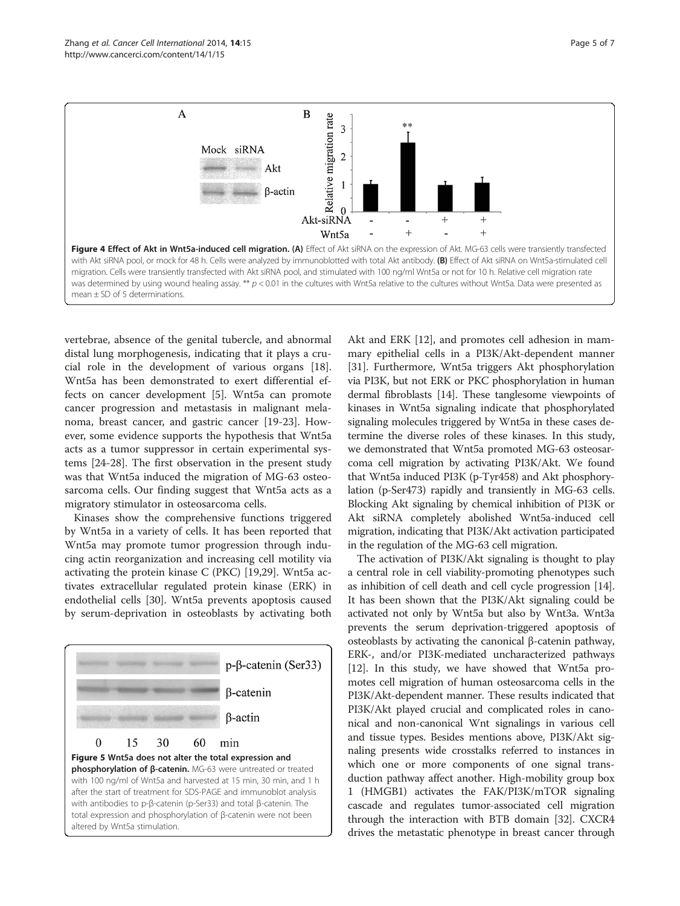A

Mock siRNA

Akt

β-actin

B

Relative migration rate

3

2

1

0

**

Akt-siRNA - - + +

Wnt5a - + - +

**Figure 4 Effect of Akt in Wnt5a-induced cell migration. (A)** Effect of Akt siRNA on the expression of Akt. MG-63 cells were transiently transfected with Akt siRNA pool, or mock for 48 h. Cells were analyzed by immunoblotted with total Akt antibody. **(B)** Effect of Akt siRNA on Wnt5a-stimulated cell migration. Cells were transiently transfected with Akt siRNA pool, and stimulated with 100 ng/ml Wnt5a or not for 10 h. Relative cell migration rate was determined by using wound healing assay. ** $p < 0.01$ in the cultures with Wnt5a relative to the cultures without Wnt5a. Data were presented as mean ± SD of 5 determinations.

vertebrae, absence of the genital tubercle, and abnormal distal lung morphogenesis, indicating that it plays a crucial role in the development of various organs [18]. Wnt5a has been demonstrated to exert differential effects on cancer development [5]. Wnt5a can promote cancer progression and metastasis in malignant melanoma, breast cancer, and gastric cancer [19-23]. However, some evidence supports the hypothesis that Wnt5a acts as a tumor suppressor in certain experimental systems [24-28]. The first observation in the present study was that Wnt5a induced the migration of MG-63 osteosarcoma cells. Our finding suggest that Wnt5a acts as a migratory stimulator in osteosarcoma cells.

Kinases show the comprehensive functions triggered by Wnt5a in a variety of cells. It has been reported that Wnt5a may promote tumor progression through inducing actin reorganization and increasing cell motility via activating the protein kinase C (PKC) [19,29]. Wnt5a activates extracellular regulated protein kinase (ERK) in endothelial cells [30]. Wnt5a prevents apoptosis caused by serum-deprivation in osteoblasts by activating both

p-β-catenin (Ser33)

β-catenin

β-actin

0 15 30 60 min

**Figure 5 Wnt5a does not alter the total expression and phosphorylation of β-catenin.** MG-63 were untreated or treated with 100 ng/ml of Wnt5a and harvested at 15 min, 30 min, and 1 h after the start of treatment for SDS-PAGE and immunoblot analysis with antibodies to p-β-catenin (p-Ser33) and total β-catenin. The total expression and phosphorylation of β-catenin were not been altered by Wnt5a stimulation.

Akt and ERK [12], and promotes cell adhesion in mammary epithelial cells in a PI3K/Akt-dependent manner [31]. Furthermore, Wnt5a triggers Akt phosphorylation via PI3K, but not ERK or PKC phosphorylation in human dermal fibroblasts [14]. These tanglesome viewpoints of kinases in Wnt5a signaling indicate that phosphorylated signaling molecules triggered by Wnt5a in these cases determine the diverse roles of these kinases. In this study, we demonstrated that Wnt5a promoted MG-63 osteosarcoma cell migration by activating PI3K/Akt. We found that Wnt5a induced PI3K (p-Tyr458) and Akt phosphorylation (p-Ser473) rapidly and transiently in MG-63 cells. Blocking Akt signaling by chemical inhibition of PI3K or Akt siRNA completely abolished Wnt5a-induced cell migration, indicating that PI3K/Akt activation participated in the regulation of the MG-63 cell migration.

The activation of PI3K/Akt signaling is thought to play a central role in cell viability-promoting phenotypes such as inhibition of cell death and cell cycle progression [14]. It has been shown that the PI3K/Akt signaling could be activated not only by Wnt5a but also by Wnt3a. Wnt3a prevents the serum deprivation-triggered apoptosis of osteoblasts by activating the canonical β-catenin pathway, ERK-, and/or PI3K-mediated uncharacterized pathways [12]. In this study, we have showed that Wnt5a promotes cell migration of human osteosarcoma cells in the PI3K/Akt-dependent manner. These results indicated that PI3K/Akt played crucial and complicated roles in canonical and non-canonical Wnt signalings in various cell and tissue types. Besides mentions above, PI3K/Akt signaling presents wide crosstalks referred to instances in which one or more components of one signal transduction pathway affect another. High-mobility group box 1 (HMGB1) activates the FAK/PI3K/mTOR signaling cascade and regulates tumor-associated cell migration through the interaction with BTB domain [32]. CXCR4 drives the metastatic phenotype in breast cancer through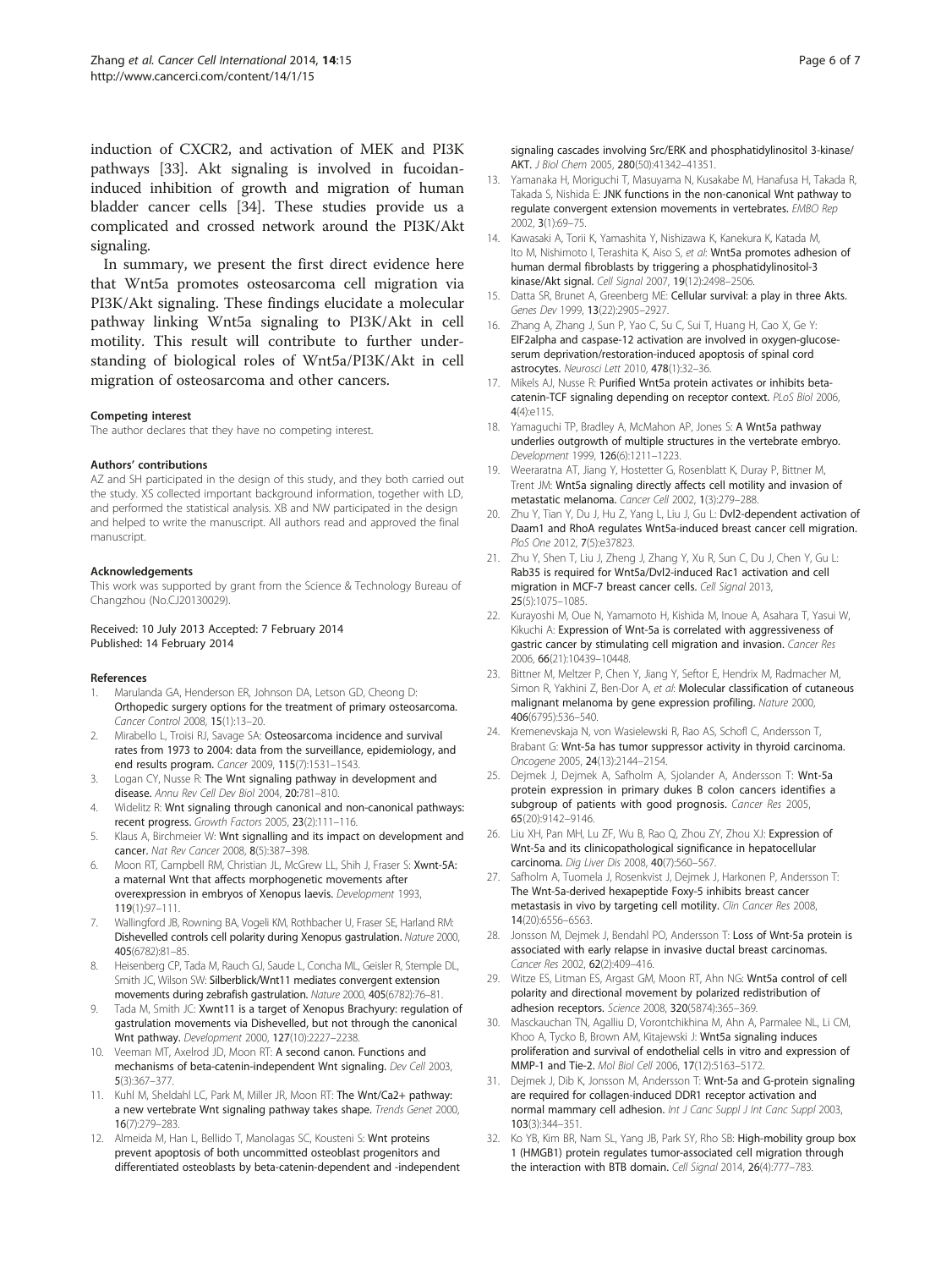induction of CXCR2, and activation of MEK and PI3K pathways [33]. Akt signaling is involved in fucoidan-induced inhibition of growth and migration of human bladder cancer cells [34]. These studies provide us a complicated and crossed network around the PI3K/Akt signaling.

In summary, we present the first direct evidence here that Wnt5a promotes osteosarcoma cell migration via PI3K/Akt signaling. These findings elucidate a molecular pathway linking Wnt5a signaling to PI3K/Akt in cell motility. This result will contribute to further understanding of biological roles of Wnt5a/PI3K/Akt in cell migration of osteosarcoma and other cancers.

#### Competing interest

The author declares that they have no competing interest.

#### Authors' contributions

AZ and SH participated in the design of this study, and they both carried out the study. XS collected important background information, together with LD, and performed the statistical analysis. XB and NW participated in the design and helped to write the manuscript. All authors read and approved the final manuscript.

#### Acknowledgements

This work was supported by grant from the Science & Technology Bureau of Changzhou (No.CJ20130029).

Received: 10 July 2013 Accepted: 7 February 2014
Published: 14 February 2014

#### References

1. Marulanda GA, Henderson ER, Johnson DA, Letson GD, Cheong D: **Orthopedic surgery options for the treatment of primary osteosarcoma.** *Cancer Control* 2008, **15**(1):13–20.
2. Mirabello L, Troisi RJ, Savage SA: **Osteosarcoma incidence and survival rates from 1973 to 2004: data from the surveillance, epidemiology, and end results program.** *Cancer* 2009, **115**(7):1531–1543.
3. Logan CY, Nusse R: **The Wnt signaling pathway in development and disease.** *Annu Rev Cell Dev Biol* 2004, **20**:781–810.
4. Widelitz R: **Wnt signaling through canonical and non-canonical pathways: recent progress.** *Growth Factors* 2005, **23**(2):111–116.
5. Klaus A, Birchmeier W: **Wnt signalling and its impact on development and cancer.** *Nat Rev Cancer* 2008, **8**(5):387–398.
6. Moon RT, Campbell RM, Christian JL, McGrew LL, Shih J, Fraser S: **Xwnt-5A: a maternal Wnt that affects morphogenetic movements after overexpression in embryos of Xenopus laevis.** *Development* 1993, **119**(1):97–111.
7. Wallingford JB, Rowning BA, Vogeli KM, Rothbacher U, Fraser SE, Harland RM: **Dishevelled controls cell polarity during Xenopus gastrulation.** *Nature* 2000, **405**(6782):81–85.
8. Heisenberg CP, Tada M, Rauch GJ, Saude L, Concha ML, Geisler R, Stemple DL, Smith JC, Wilson SW: **Silberblick/Wnt11 mediates convergent extension movements during zebrafish gastrulation.** *Nature* 2000, **405**(6782):76–81.
9. Tada M, Smith JC: **Xwnt11 is a target of Xenopus Brachyury: regulation of gastrulation movements via Dishevelled, but not through the canonical Wnt pathway.** *Development* 2000, **127**(10):2227–2238.
10. Veeman MT, Axelrod JD, Moon RT: **A second canon. Functions and mechanisms of beta-catenin-independent Wnt signaling.** *Dev Cell* 2003, **5**(3):367–377.
11. Kuhl M, Sheldahl LC, Park M, Miller JR, Moon RT: **The Wnt/Ca2+ pathway: a new vertebrate Wnt signaling pathway takes shape.** *Trends Genet* 2000, **16**(7):279–283.
12. Almeida M, Han L, Bellido T, Manolagas SC, Kousteni S: **Wnt proteins prevent apoptosis of both uncommitted osteoblast progenitors and differentiated osteoblasts by beta-catenin-dependent and -independent signaling cascades involving Src/ERK and phosphatidylinositol 3-kinase/AKT.** *J Biol Chem* 2005, **280**(50):41342–41351.
13. Yamanaka H, Moriguchi T, Masuyama N, Kusakabe M, Hanafusa H, Takada R, Takada S, Nishida E: **JNK functions in the non-canonical Wnt pathway to regulate convergent extension movements in vertebrates.** *EMBO Rep* 2002, **3**(1):69–75.
14. Kawasaki A, Torii K, Yamashita Y, Nishizawa K, Kanekura K, Katada M, Ito M, Nishimoto I, Terashita K, Aiso S, *et al*: **Wnt5a promotes adhesion of human dermal fibroblasts by triggering a phosphatidylinositol-3 kinase/Akt signal.** *Cell Signal* 2007, **19**(12):2498–2506.
15. Datta SR, Brunet A, Greenberg ME: **Cellular survival: a play in three Akts.** *Genes Dev* 1999, **13**(22):2905–2927.
16. Zhang A, Zhang J, Sun P, Yao C, Su C, Sui T, Huang H, Cao X, Ge Y: **EIF2alpha and caspase-12 activation are involved in oxygen-glucose-serum deprivation/restoration-induced apoptosis of spinal cord astrocytes.** *Neurosci Lett* 2010, **478**(1):32–36.
17. Mikels AJ, Nusse R: **Purified Wnt5a protein activates or inhibits beta-catenin-TCF signaling depending on receptor context.** *PLoS Biol* 2006, **4**(4):e115.
18. Yamaguchi TP, Bradley A, McMahon AP, Jones S: **A Wnt5a pathway underlies outgrowth of multiple structures in the vertebrate embryo.** *Development* 1999, **126**(6):1211–1223.
19. Weeraratna AT, Jiang Y, Hostetter G, Rosenblatt K, Duray P, Bittner M, Trent JM: **Wnt5a signaling directly affects cell motility and invasion of metastatic melanoma.** *Cancer Cell* 2002, **1**(3):279–288.
20. Zhu Y, Tian Y, Du J, Hu Z, Yang L, Liu J, Gu L: **Dvl2-dependent activation of Daam1 and RhoA regulates Wnt5a-induced breast cancer cell migration.** *PloS One* 2012, **7**(5):e37823.
21. Zhu Y, Shen T, Liu J, Zheng J, Zhang Y, Xu R, Sun C, Du J, Chen Y, Gu L: **Rab35 is required for Wnt5a/Dvl2-induced Rac1 activation and cell migration in MCF-7 breast cancer cells.** *Cell Signal* 2013, **25**(5):1075–1085.
22. Kurayoshi M, Oue N, Yamamoto H, Kishida M, Inoue A, Asahara T, Yasui W, Kikuchi A: **Expression of Wnt-5a is correlated with aggressiveness of gastric cancer by stimulating cell migration and invasion.** *Cancer Res* 2006, **66**(21):10439–10448.
23. Bittner M, Meltzer P, Chen Y, Jiang Y, Seftor E, Hendrix M, Radmacher M, Simon R, Yakhini Z, Ben-Dor A, *et al*: **Molecular classification of cutaneous malignant melanoma by gene expression profiling.** *Nature* 2000, **406**(6795):536–540.
24. Kremenevskaja N, von Wasielewski R, Rao AS, Schofl C, Andersson T, Brabant G: **Wnt-5a has tumor suppressor activity in thyroid carcinoma.** *Oncogene* 2005, **24**(13):2144–2154.
25. Dejmek J, Dejmek A, Safholm A, Sjolander A, Andersson T: **Wnt-5a protein expression in primary dukes B colon cancers identifies a subgroup of patients with good prognosis.** *Cancer Res* 2005, **65**(20):9142–9146.
26. Liu XH, Pan MH, Lu ZF, Wu B, Rao Q, Zhou ZY, Zhou XJ: **Expression of Wnt-5a and its clinicopathological significance in hepatocellular carcinoma.** *Dig Liver Dis* 2008, **40**(7):560–567.
27. Safholm A, Tuomela J, Rosenkvist J, Dejmek J, Harkonen P, Andersson T: **The Wnt-5a-derived hexapeptide Foxy-5 inhibits breast cancer metastasis in vivo by targeting cell motility.** *Clin Cancer Res* 2008, **14**(20):6556–6563.
28. Jonsson M, Dejmek J, Bendahl PO, Andersson T: **Loss of Wnt-5a protein is associated with early relapse in invasive ductal breast carcinomas.** *Cancer Res* 2002, **62**(2):409–416.
29. Witze ES, Litman ES, Argast GM, Moon RT, Ahn NG: **Wnt5a control of cell polarity and directional movement by polarized redistribution of adhesion receptors.** *Science* 2008, **320**(5874):365–369.
30. Masckauchan TN, Agalliu D, Vorontchikhina M, Ahn A, Parmalee NL, Li CM, Khoo A, Tycko B, Brown AM, Kitajewski J: **Wnt5a signaling induces proliferation and survival of endothelial cells in vitro and expression of MMP-1 and Tie-2.** *Mol Biol Cell* 2006, **17**(12):5163–5172.
31. Dejmek J, Dib K, Jonsson M, Andersson T: **Wnt-5a and G-protein signaling are required for collagen-induced DDR1 receptor activation and normal mammary cell adhesion.** *Int J Canc Suppl J Int Canc Suppl* 2003, **103**(3):344–351.
32. Ko YB, Kim BR, Nam SL, Yang JB, Park SY, Rho SB: **High-mobility group box 1 (HMGB1) protein regulates tumor-associated cell migration through the interaction with BTB domain.** *Cell Signal* 2014, **26**(4):777–783.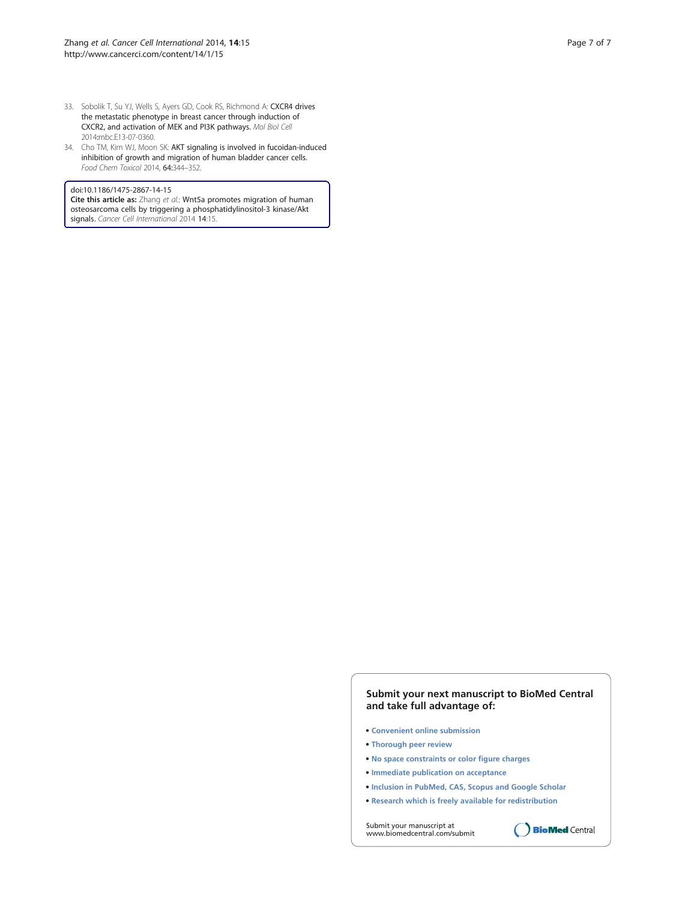33. Sobolik T, Su YJ, Wells S, Ayers GD, Cook RS, Richmond A: **CXCR4 drives the metastatic phenotype in breast cancer through induction of CXCR2, and activation of MEK and PI3K pathways.** *Mol Biol Cell* 2014;mbc.E13-07-0360.
34. Cho TM, Kim WJ, Moon SK: **AKT signaling is involved in fucoidan-induced inhibition of growth and migration of human bladder cancer cells.** *Food Chem Toxicol* 2014, **64:**344–352.

doi:10.1186/1475-2867-14-15
**Cite this article as:** Zhang *et al.*: Wnt5a promotes migration of human osteosarcoma cells by triggering a phosphatidylinositol-3 kinase/Akt signals. *Cancer Cell International* 2014 **14**:15.

**Submit your next manuscript to BioMed Central and take full advantage of:**

- **Convenient online submission**
- **Thorough peer review**
- **No space constraints or color figure charges**
- **Immediate publication on acceptance**
- **Inclusion in PubMed, CAS, Scopus and Google Scholar**
- **Research which is freely available for redistribution**

Submit your manuscript at
www.biomedcentral.com/submit

BioMed Central